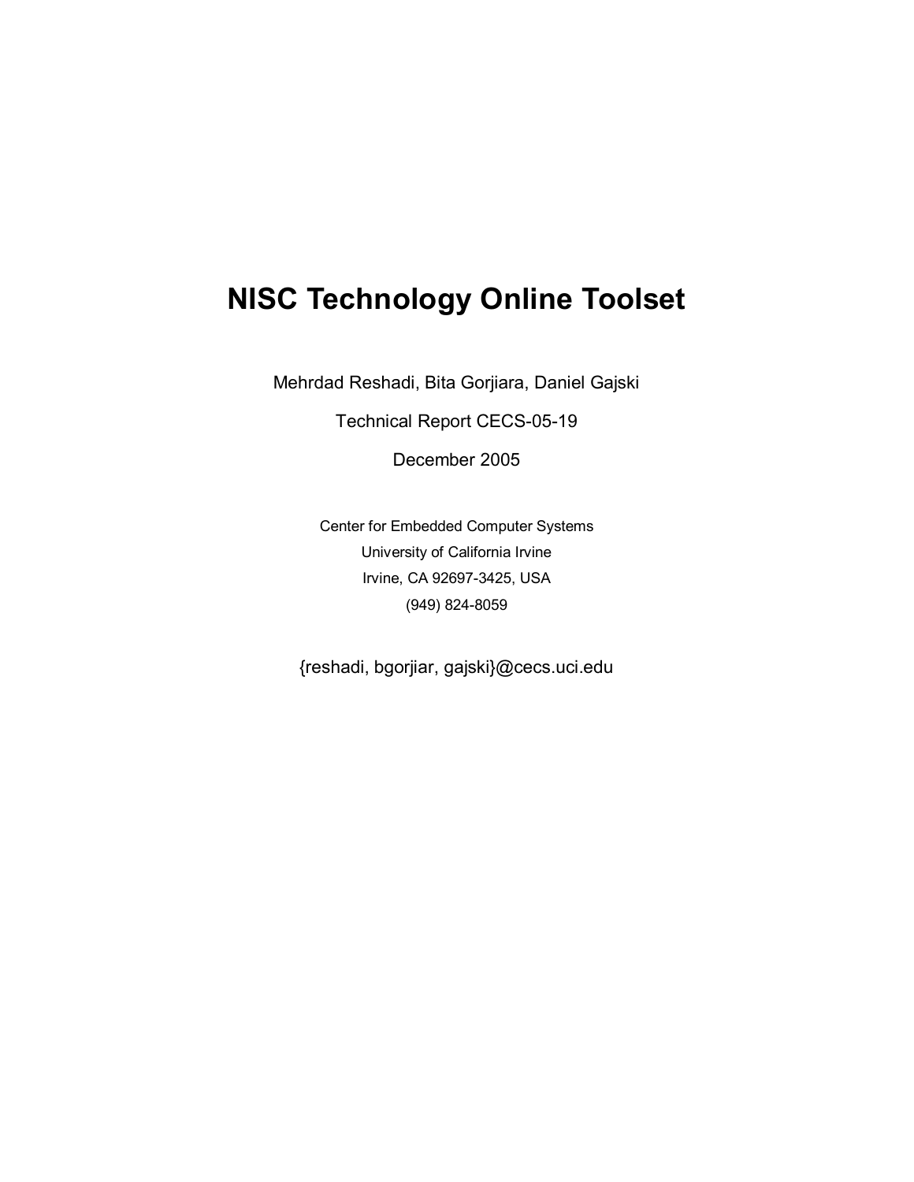# NISC Technology Online Toolset

Mehrdad Reshadi, Bita Gorjiara, Daniel Gajski

Technical Report CECS-05-19

December 2005

Center for Embedded Computer Systems
University of California Irvine
Irvine, CA 92697-3425, USA
(949) 824-8059

{reshadi, bgorjiar, gajski}@cecs.uci.edu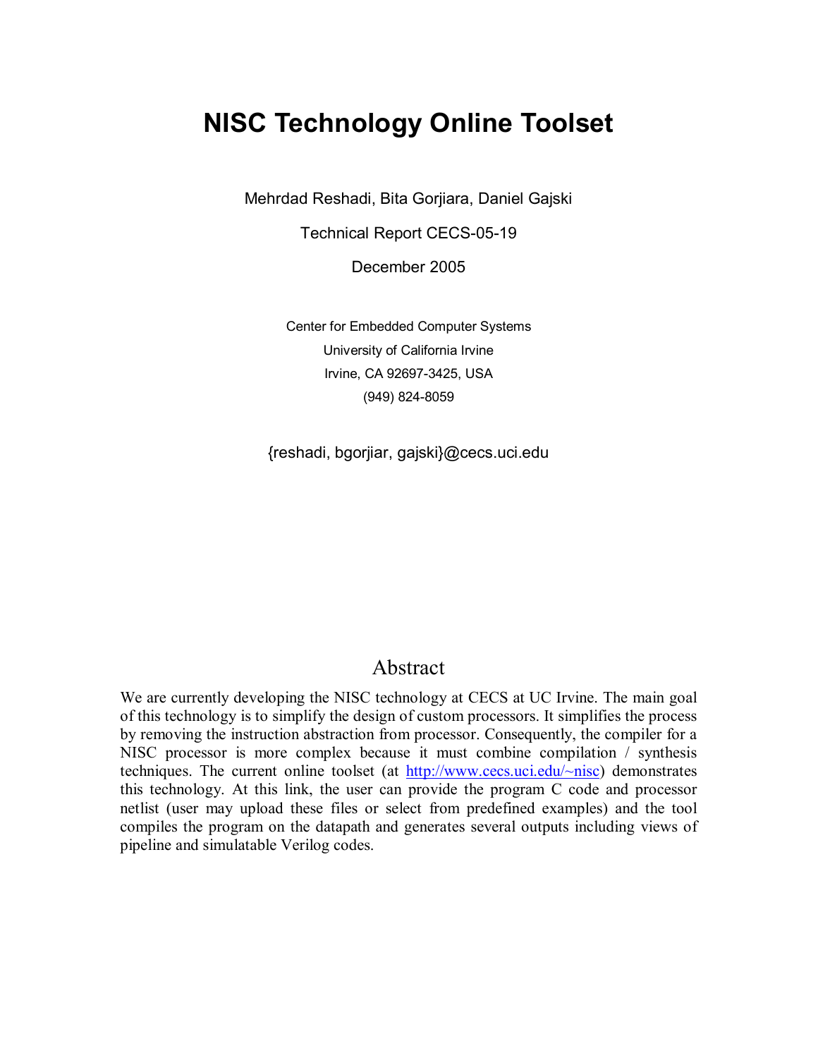# NISC Technology Online Toolset

Mehrdad Reshadi, Bita Gorjiara, Daniel Gajski

Technical Report CECS-05-19

December 2005

Center for Embedded Computer Systems
University of California Irvine
Irvine, CA 92697-3425, USA
(949) 824-8059

{reshadi, bgorjiar, gajski}@cecs.uci.edu

## Abstract

We are currently developing the NISC technology at CECS at UC Irvine. The main goal of this technology is to simplify the design of custom processors. It simplifies the process by removing the instruction abstraction from processor. Consequently, the compiler for a NISC processor is more complex because it must combine compilation / synthesis techniques. The current online toolset (at http://www.cecs.uci.edu/~nisc) demonstrates this technology. At this link, the user can provide the program C code and processor netlist (user may upload these files or select from predefined examples) and the tool compiles the program on the datapath and generates several outputs including views of pipeline and simulatable Verilog codes.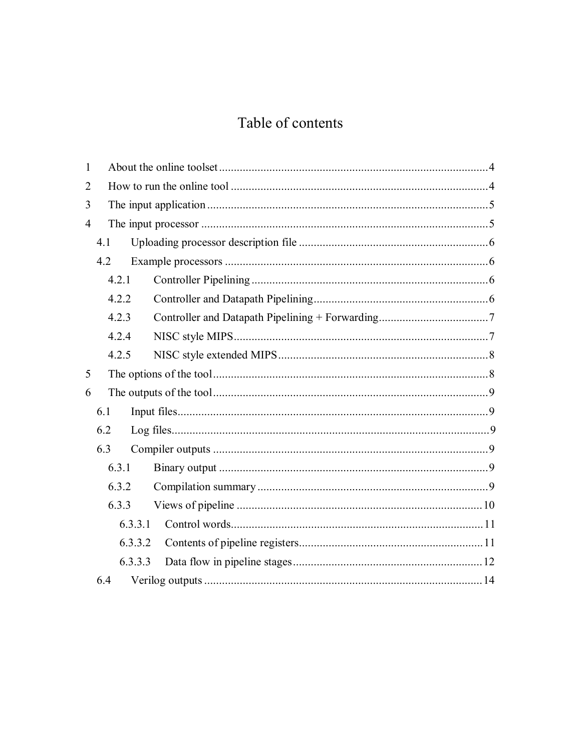# Table of contents

- 1 About the online toolset ... 4
- 2 How to run the online tool ... 4
- 3 The input application ... 5
- 4 The input processor ... 5
  - 4.1 Uploading processor description file ... 6
  - 4.2 Example processors ... 6
    - 4.2.1 Controller Pipelining ... 6
    - 4.2.2 Controller and Datapath Pipelining ... 6
    - 4.2.3 Controller and Datapath Pipelining + Forwarding ... 7
    - 4.2.4 NISC style MIPS ... 7
    - 4.2.5 NISC style extended MIPS ... 8
- 5 The options of the tool ... 8
- 6 The outputs of the tool ... 9
  - 6.1 Input files ... 9
  - 6.2 Log files ... 9
  - 6.3 Compiler outputs ... 9
    - 6.3.1 Binary output ... 9
    - 6.3.2 Compilation summary ... 9
    - 6.3.3 Views of pipeline ... 10
      - 6.3.3.1 Control words ... 11
      - 6.3.3.2 Contents of pipeline registers ... 11
      - 6.3.3.3 Data flow in pipeline stages ... 12
  - 6.4 Verilog outputs ... 14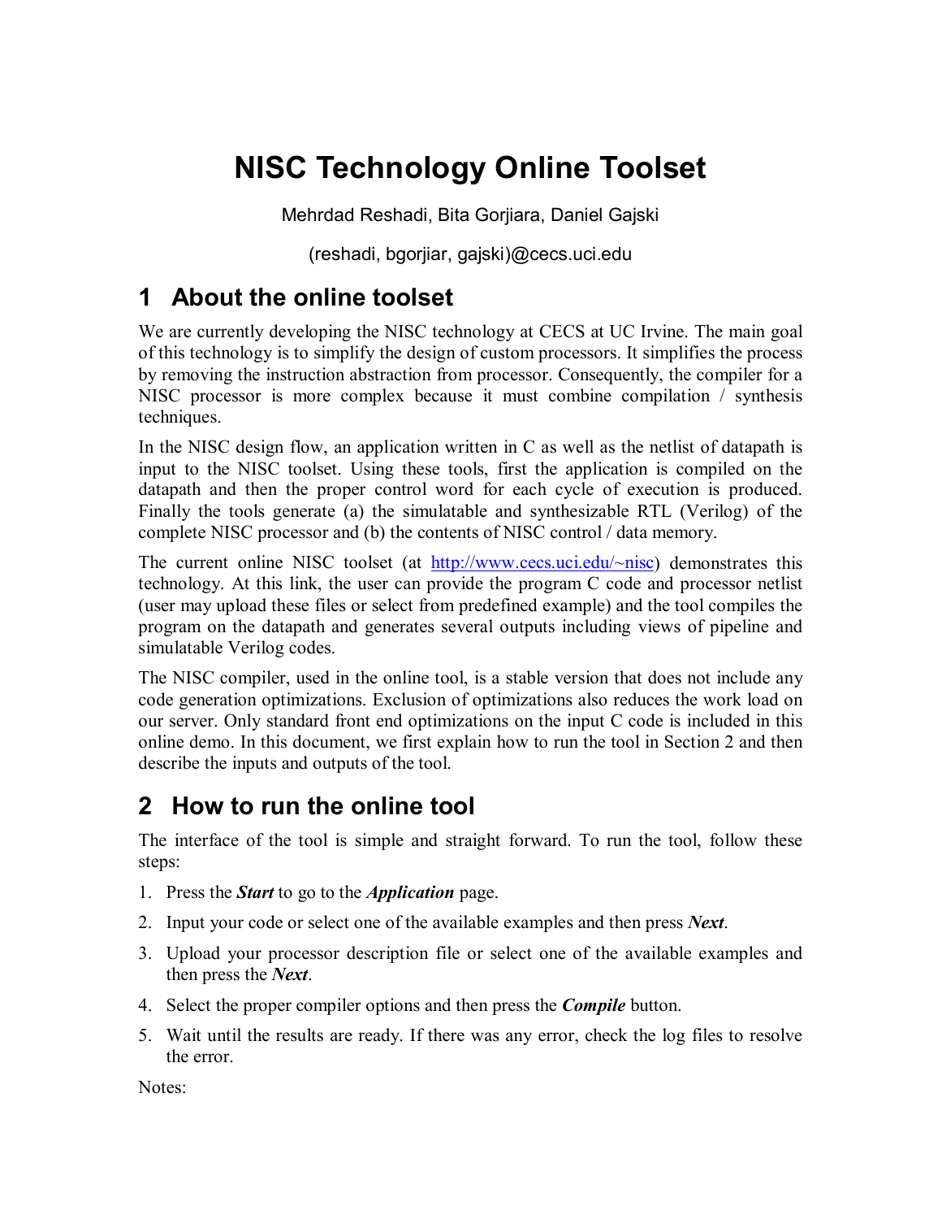# NISC Technology Online Toolset

Mehrdad Reshadi, Bita Gorjiara, Daniel Gajski

(reshadi, bgorjiar, gajski)@cecs.uci.edu

## 1 About the online toolset

We are currently developing the NISC technology at CECS at UC Irvine. The main goal of this technology is to simplify the design of custom processors. It simplifies the process by removing the instruction abstraction from processor. Consequently, the compiler for a NISC processor is more complex because it must combine compilation / synthesis techniques.

In the NISC design flow, an application written in C as well as the netlist of datapath is input to the NISC toolset. Using these tools, first the application is compiled on the datapath and then the proper control word for each cycle of execution is produced. Finally the tools generate (a) the simulatable and synthesizable RTL (Verilog) of the complete NISC processor and (b) the contents of NISC control / data memory.

The current online NISC toolset (at [http://www.cecs.uci.edu/~nisc](http://www.cecs.uci.edu/~nisc)) demonstrates this technology. At this link, the user can provide the program C code and processor netlist (user may upload these files or select from predefined example) and the tool compiles the program on the datapath and generates several outputs including views of pipeline and simulatable Verilog codes.

The NISC compiler, used in the online tool, is a stable version that does not include any code generation optimizations. Exclusion of optimizations also reduces the work load on our server. Only standard front end optimizations on the input C code is included in this online demo. In this document, we first explain how to run the tool in Section 2 and then describe the inputs and outputs of the tool.

## 2 How to run the online tool

The interface of the tool is simple and straight forward. To run the tool, follow these steps:

1. Press the ***Start*** to go to the ***Application*** page.
2. Input your code or select one of the available examples and then press ***Next***.
3. Upload your processor description file or select one of the available examples and then press the ***Next***.
4. Select the proper compiler options and then press the ***Compile*** button.
5. Wait until the results are ready. If there was any error, check the log files to resolve the error.

Notes: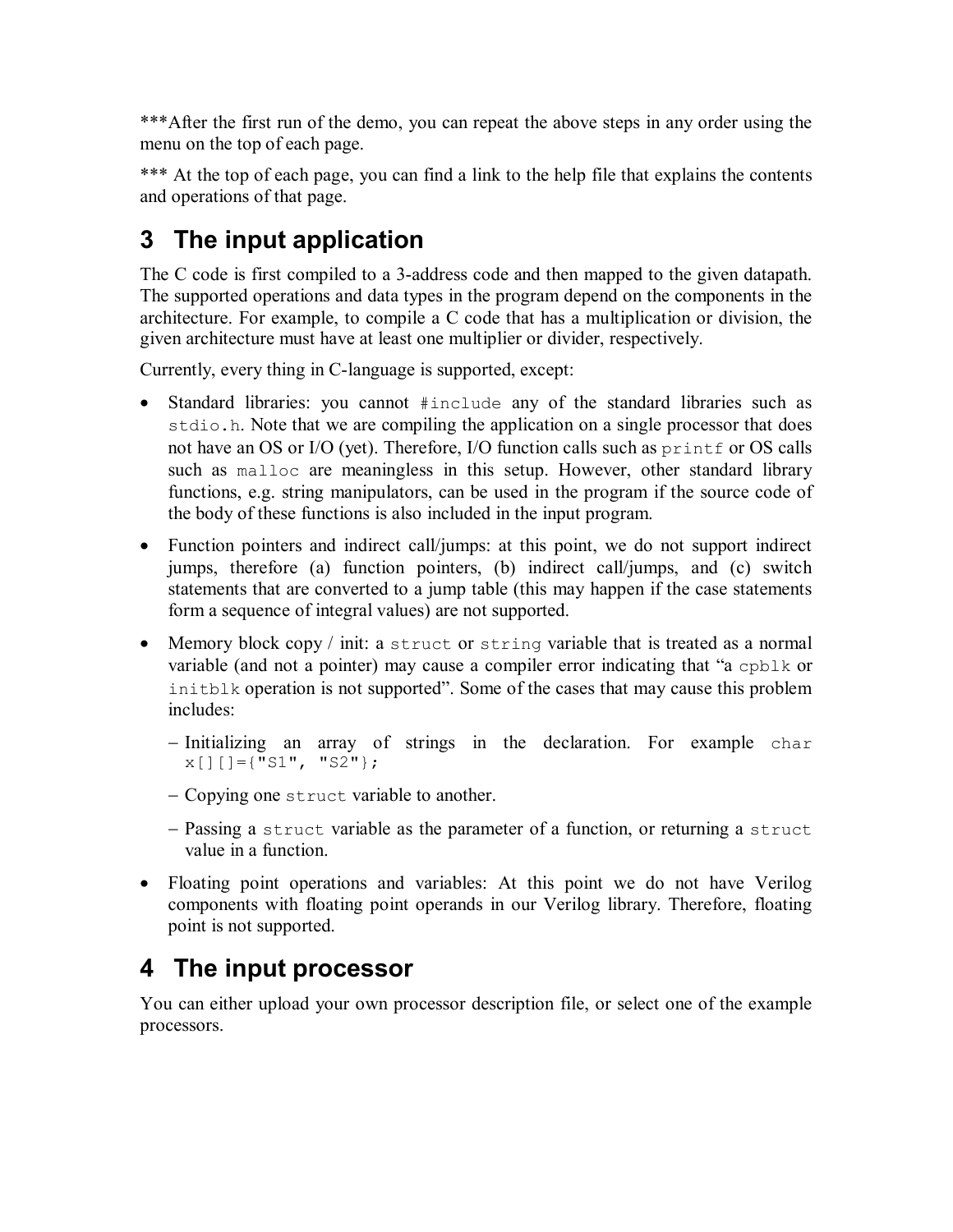***After the first run of the demo, you can repeat the above steps in any order using the menu on the top of each page.

*** At the top of each page, you can find a link to the help file that explains the contents and operations of that page.

# 3 The input application

The C code is first compiled to a 3-address code and then mapped to the given datapath. The supported operations and data types in the program depend on the components in the architecture. For example, to compile a C code that has a multiplication or division, the given architecture must have at least one multiplier or divider, respectively.

Currently, every thing in C-language is supported, except:

- Standard libraries: you cannot `#include` any of the standard libraries such as `stdio.h`. Note that we are compiling the application on a single processor that does not have an OS or I/O (yet). Therefore, I/O function calls such as `printf` or OS calls such as `malloc` are meaningless in this setup. However, other standard library functions, e.g. string manipulators, can be used in the program if the source code of the body of these functions is also included in the input program.
- Function pointers and indirect call/jumps: at this point, we do not support indirect jumps, therefore (a) function pointers, (b) indirect call/jumps, and (c) switch statements that are converted to a jump table (this may happen if the case statements form a sequence of integral values) are not supported.
- Memory block copy / init: a `struct` or `string` variable that is treated as a normal variable (and not a pointer) may cause a compiler error indicating that "a `cpblk` or `initblk` operation is not supported". Some of the cases that may cause this problem includes:
  - Initializing an array of strings in the declaration. For example `char x[][]={"S1", "S2"};`
  - Copying one `struct` variable to another.
  - Passing a `struct` variable as the parameter of a function, or returning a `struct` value in a function.
- Floating point operations and variables: At this point we do not have Verilog components with floating point operands in our Verilog library. Therefore, floating point is not supported.

# 4 The input processor

You can either upload your own processor description file, or select one of the example processors.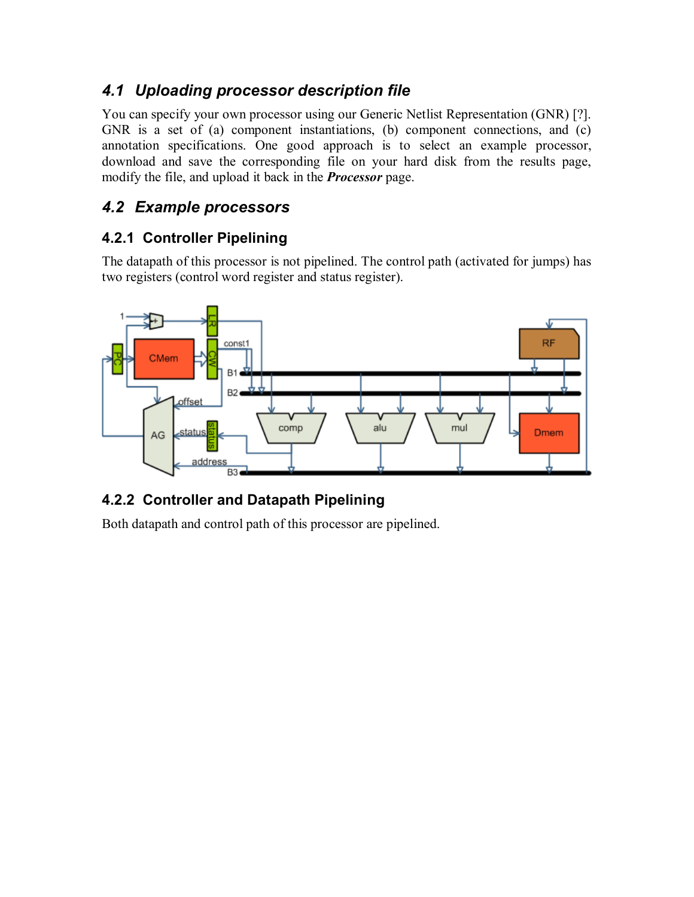## 4.1 Uploading processor description file

You can specify your own processor using our Generic Netlist Representation (GNR) [?]. GNR is a set of (a) component instantiations, (b) component connections, and (c) annotation specifications. One good approach is to select an example processor, download and save the corresponding file on your hard disk from the results page, modify the file, and upload it back in the ***Processor*** page.

## 4.2 Example processors

### 4.2.1 Controller Pipelining

The datapath of this processor is not pipelined. The control path (activated for jumps) has two registers (control word register and status register).

### 4.2.2 Controller and Datapath Pipelining

Both datapath and control path of this processor are pipelined.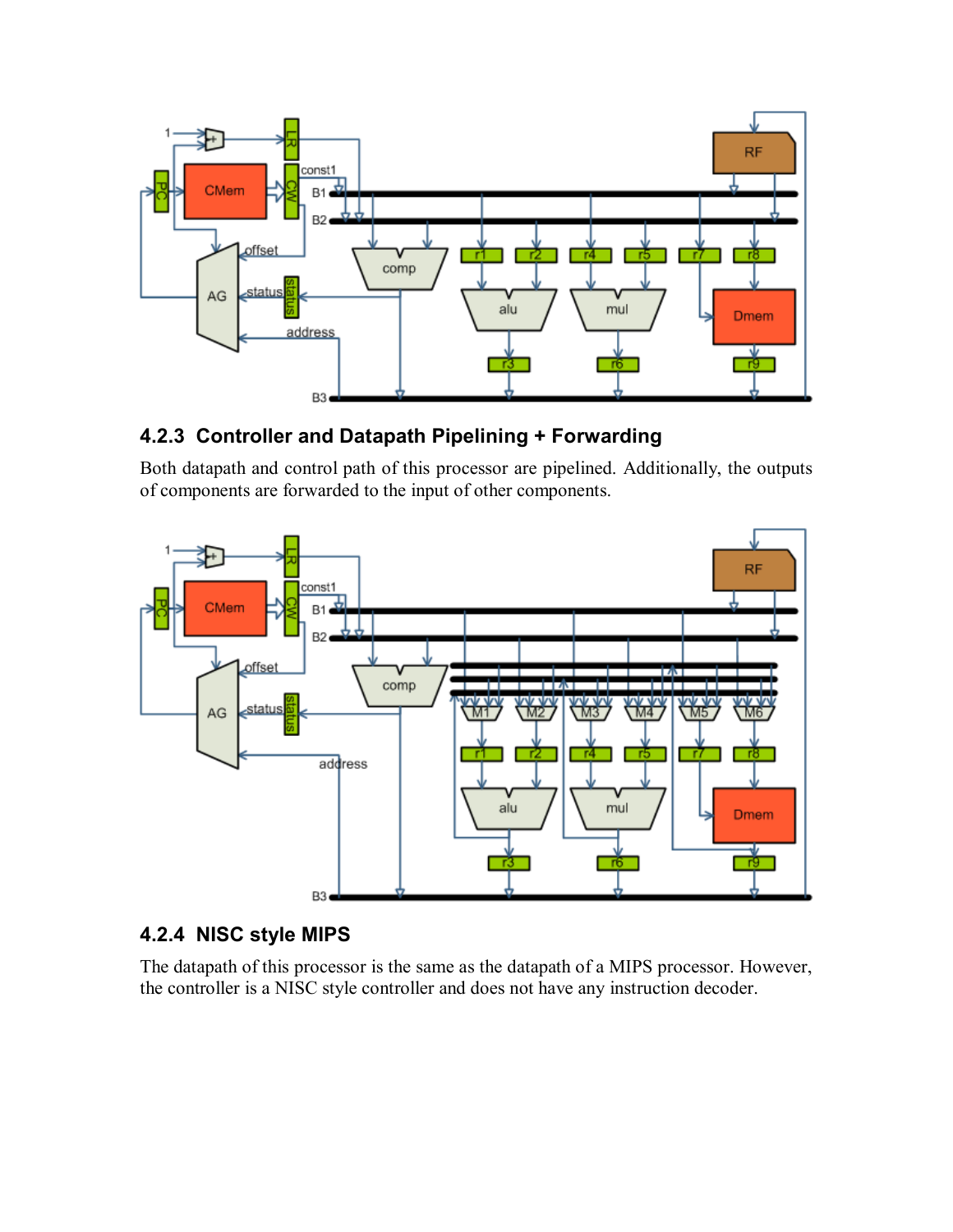### 4.2.3 Controller and Datapath Pipelining + Forwarding

Both datapath and control path of this processor are pipelined. Additionally, the outputs of components are forwarded to the input of other components.

### 4.2.4 NISC style MIPS

The datapath of this processor is the same as the datapath of a MIPS processor. However, the controller is a NISC style controller and does not have any instruction decoder.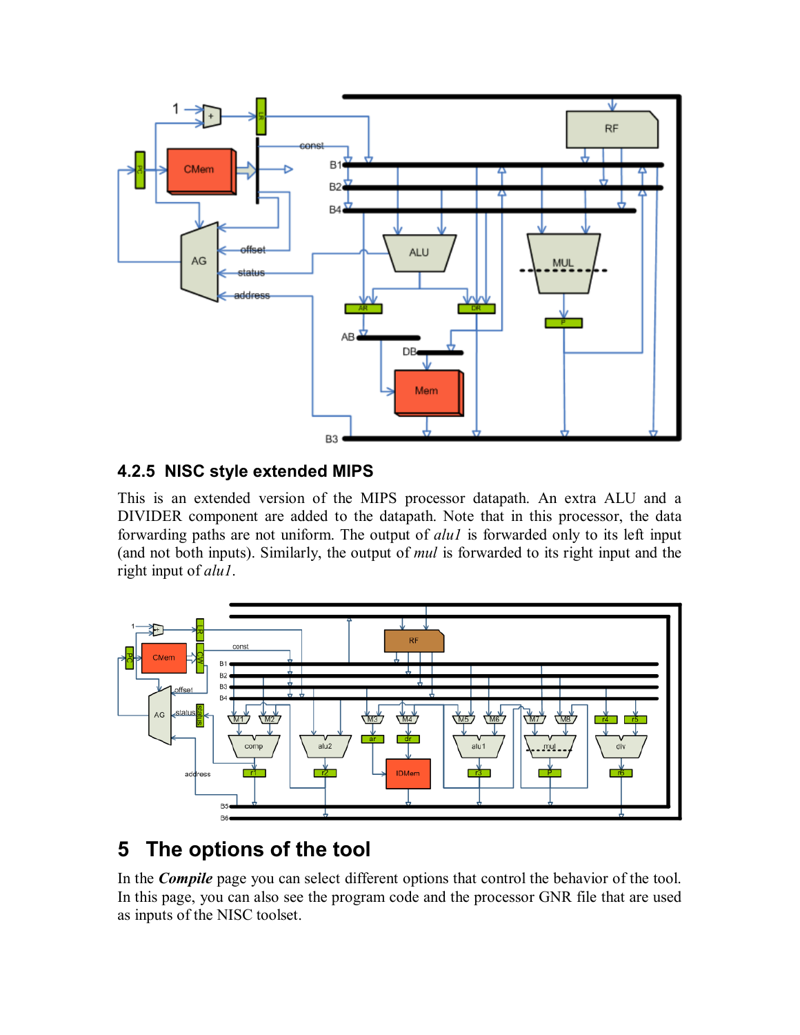### 4.2.5 NISC style extended MIPS

This is an extended version of the MIPS processor datapath. An extra ALU and a DIVIDER component are added to the datapath. Note that in this processor, the data forwarding paths are not uniform. The output of *alu1* is forwarded only to its left input (and not both inputs). Similarly, the output of *mul* is forwarded to its right input and the right input of *alu1*.

# 5 The options of the tool

In the ***Compile*** page you can select different options that control the behavior of the tool. In this page, you can also see the program code and the processor GNR file that are used as inputs of the NISC toolset.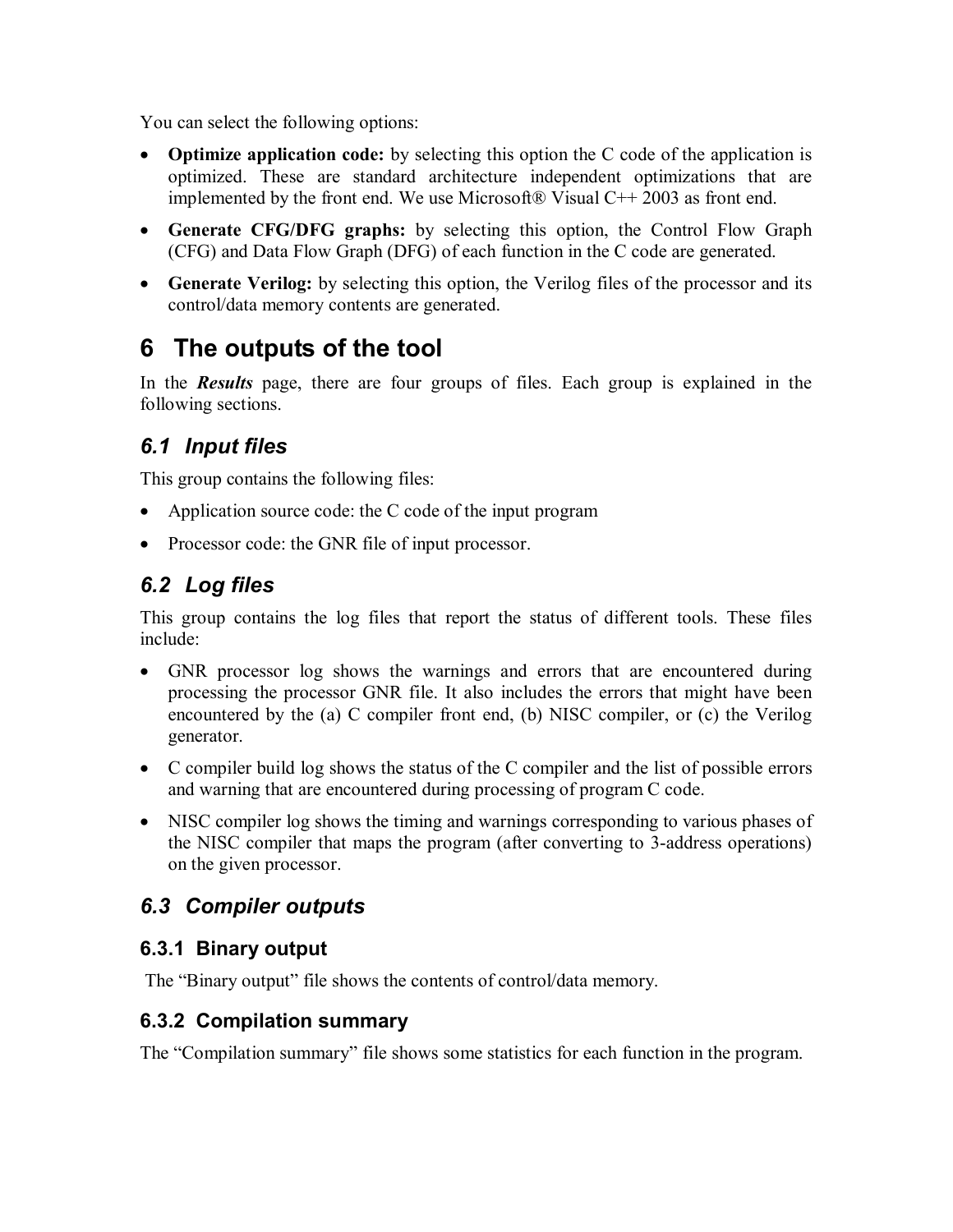You can select the following options:

- **Optimize application code:** by selecting this option the C code of the application is optimized. These are standard architecture independent optimizations that are implemented by the front end. We use Microsoft® Visual C++ 2003 as front end.
- **Generate CFG/DFG graphs:** by selecting this option, the Control Flow Graph (CFG) and Data Flow Graph (DFG) of each function in the C code are generated.
- **Generate Verilog:** by selecting this option, the Verilog files of the processor and its control/data memory contents are generated.

# 6 The outputs of the tool

In the ***Results*** page, there are four groups of files. Each group is explained in the following sections.

## 6.1 Input files

This group contains the following files:

- Application source code: the C code of the input program
- Processor code: the GNR file of input processor.

## 6.2 Log files

This group contains the log files that report the status of different tools. These files include:

- GNR processor log shows the warnings and errors that are encountered during processing the processor GNR file. It also includes the errors that might have been encountered by the (a) C compiler front end, (b) NISC compiler, or (c) the Verilog generator.
- C compiler build log shows the status of the C compiler and the list of possible errors and warning that are encountered during processing of program C code.
- NISC compiler log shows the timing and warnings corresponding to various phases of the NISC compiler that maps the program (after converting to 3-address operations) on the given processor.

## 6.3 Compiler outputs

### 6.3.1 Binary output

The "Binary output" file shows the contents of control/data memory.

### 6.3.2 Compilation summary

The "Compilation summary" file shows some statistics for each function in the program.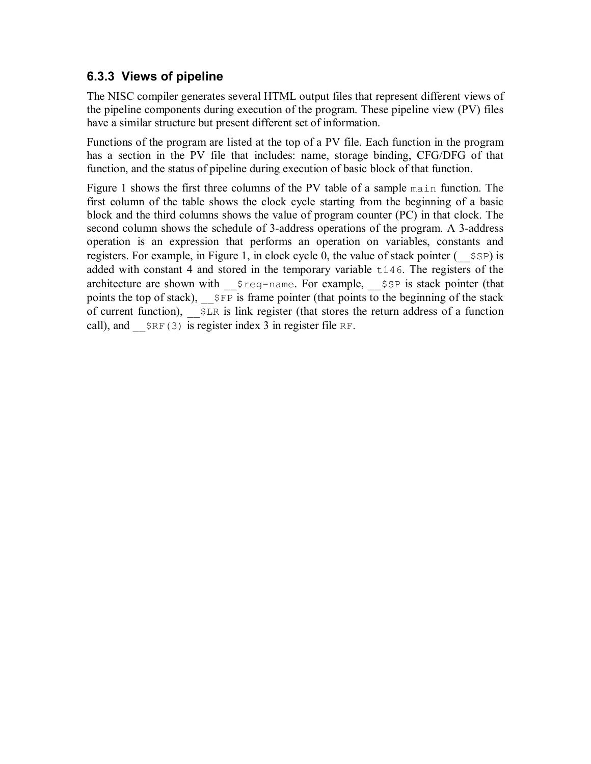### 6.3.3 Views of pipeline

The NISC compiler generates several HTML output files that represent different views of the pipeline components during execution of the program. These pipeline view (PV) files have a similar structure but present different set of information.

Functions of the program are listed at the top of a PV file. Each function in the program has a section in the PV file that includes: name, storage binding, CFG/DFG of that function, and the status of pipeline during execution of basic block of that function.

Figure 1 shows the first three columns of the PV table of a sample `main` function. The first column of the table shows the clock cycle starting from the beginning of a basic block and the third columns shows the value of program counter (PC) in that clock. The second column shows the schedule of 3-address operations of the program. A 3-address operation is an expression that performs an operation on variables, constants and registers. For example, in Figure 1, in clock cycle 0, the value of stack pointer (`__$SP`) is added with constant 4 and stored in the temporary variable `t146`. The registers of the architecture are shown with `__$reg-name`. For example, `__$SP` is stack pointer (that points the top of stack), `__$FP` is frame pointer (that points to the beginning of the stack of current function), `__$LR` is link register (that stores the return address of a function call), and `__$RF(3)` is register index 3 in register file `RF`.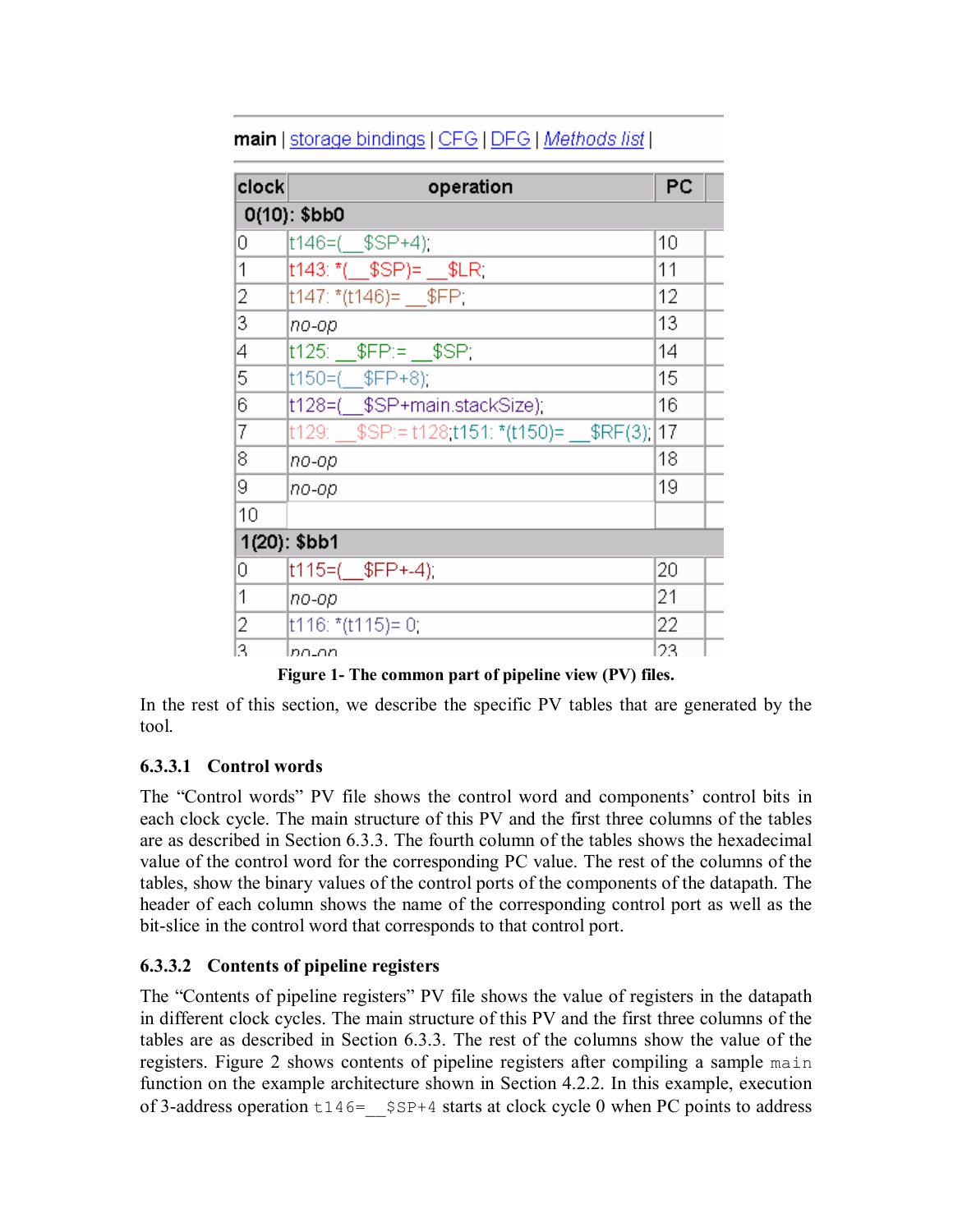main | storage bindings | CFG | DFG | *Methods list* |

| clock | operation | PC |
|---|---|---|
| **0(10): $bb0** | | |
| 0 | t146=(__$SP+4); | 10 |
| 1 | t143: *(__$SP)= __$LR; | 11 |
| 2 | t147: *(t146)= __$FP; | 12 |
| 3 | *no-op* | 13 |
| 4 | t125: __$FP:= __$SP; | 14 |
| 5 | t150=(__$FP+8); | 15 |
| 6 | t128=(__$SP+main.stackSize); | 16 |
| 7 | t129: __$SP:= t128;t151: *(t150)= __$RF(3); | 17 |
| 8 | *no-op* | 18 |
| 9 | *no-op* | 19 |
| 10 | | |
| **1(20): $bb1** | | |
| 0 | t115=(__$FP+-4); | 20 |
| 1 | *no-op* | 21 |
| 2 | t116: *(t115)= 0; | 22 |
| 3 | *no-op* | 23 |

**Figure 1- The common part of pipeline view (PV) files.**

In the rest of this section, we describe the specific PV tables that are generated by the tool.

#### 6.3.3.1 Control words

The "Control words" PV file shows the control word and components' control bits in each clock cycle. The main structure of this PV and the first three columns of the tables are as described in Section 6.3.3. The fourth column of the tables shows the hexadecimal value of the control word for the corresponding PC value. The rest of the columns of the tables, show the binary values of the control ports of the components of the datapath. The header of each column shows the name of the corresponding control port as well as the bit-slice in the control word that corresponds to that control port.

#### 6.3.3.2 Contents of pipeline registers

The "Contents of pipeline registers" PV file shows the value of registers in the datapath in different clock cycles. The main structure of this PV and the first three columns of the tables are as described in Section 6.3.3. The rest of the columns show the value of the registers. Figure 2 shows contents of pipeline registers after compiling a sample `main` function on the example architecture shown in Section 4.2.2. In this example, execution of 3-address operation `t146=__$SP+4` starts at clock cycle 0 when PC points to address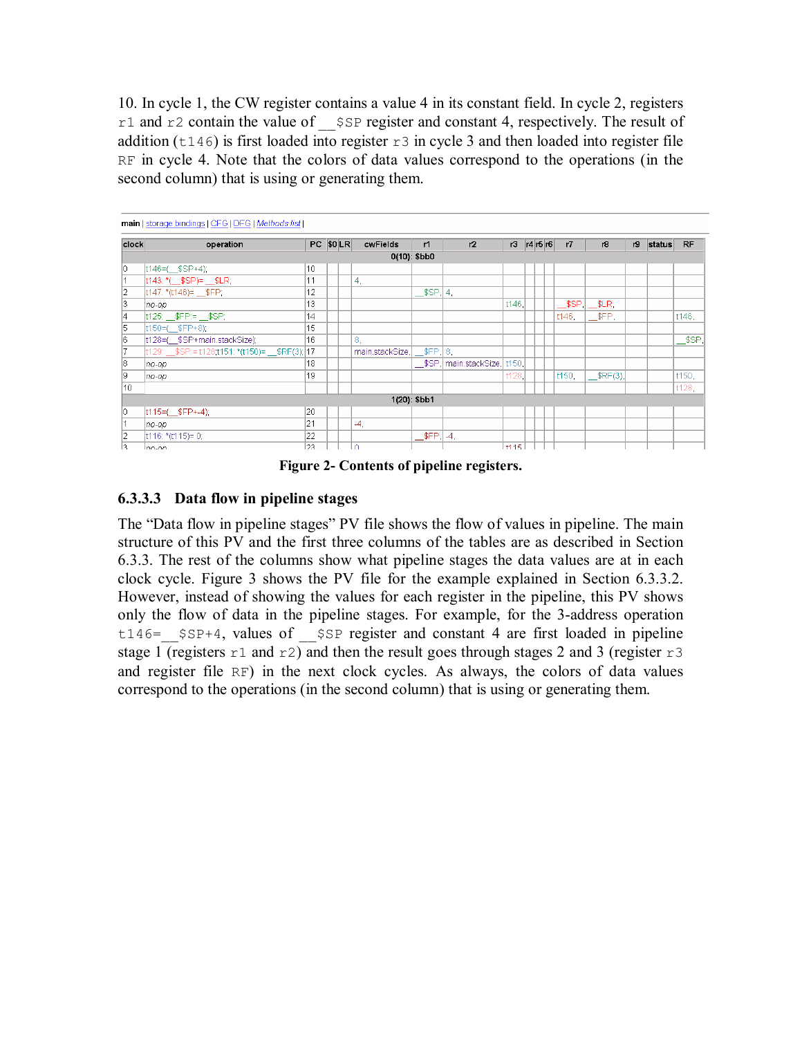10. In cycle 1, the CW register contains a value 4 in its constant field. In cycle 2, registers r1 and r2 contain the value of __$SP register and constant 4, respectively. The result of addition (t146) is first loaded into register r3 in cycle 3 and then loaded into register file RF in cycle 4. Note that the colors of data values correspond to the operations (in the second column) that is using or generating them.

main | storage bindings | CFG | DFG | Methods list |

| clock | operation | PC | $0 | LR | cwFields | r1 | r2 | r3 | r4 | r5 | r6 | r7 | r8 | r9 | status | RF |
|---|---|---|---|---|---|---|---|---|---|---|---|---|---|---|---|---|
| 0(10): $bb0 | | | | | | | | | | | | | | | | |
| 0 | t146=(__$SP+4); | 10 | | | | | | | | | | | | | | |
| 1 | t143: *(__$SP)= __$LR; | 11 | | | 4, | | | | | | | | | | | |
| 2 | t147: *(t146)= __$FP; | 12 | | | | __$SP, | 4, | | | | | | | | | |
| 3 | no-op | 13 | | | | | | t146, | | | | __$SP, | __$LR, | | | |
| 4 | t125: __$FP:= __$SP; | 14 | | | | | | | | | | t146, | __$FP, | | | t146, |
| 5 | t150=(__$FP+8); | 15 | | | | | | | | | | | | | | |
| 6 | t128=(__$SP+main.stackSize); | 16 | | | 8, | | | | | | | | | | | __$SP, |
| 7 | t129: __$SP:=t128;t151: *(t150)= __$RF(3); | 17 | | | main.stackSize, | __$FP, | 8, | | | | | | | | | |
| 8 | no-op | 18 | | | | __$SP, | main.stackSize, | t150, | | | | | | | | |
| 9 | no-op | 19 | | | | | | t128, | | | | t150, | __$RF(3), | | | t150, |
| 10 | | | | | | | | | | | | | | | | t128, |
| 1(20): $bb1 | | | | | | | | | | | | | | | | |
| 0 | t115=(__$FP+-4); | 20 | | | | | | | | | | | | | | |
| 1 | no-op | 21 | | | -4, | | | | | | | | | | | |
| 2 | t116: *(t115)= 0; | 22 | | | | __$FP, | -4, | | | | | | | | | |
| 3 | no-op | 23 | | | 0, | | | t115, | | | | | | | | |

**Figure 2- Contents of pipeline registers.**

### 6.3.3.3 Data flow in pipeline stages

The "Data flow in pipeline stages" PV file shows the flow of values in pipeline. The main structure of this PV and the first three columns of the tables are as described in Section 6.3.3. The rest of the columns show what pipeline stages the data values are at in each clock cycle. Figure 3 shows the PV file for the example explained in Section 6.3.3.2. However, instead of showing the values for each register in the pipeline, this PV shows only the flow of data in the pipeline stages. For example, for the 3-address operation t146=__$SP+4, values of __$SP register and constant 4 are first loaded in pipeline stage 1 (registers r1 and r2) and then the result goes through stages 2 and 3 (register r3 and register file RF) in the next clock cycles. As always, the colors of data values correspond to the operations (in the second column) that is using or generating them.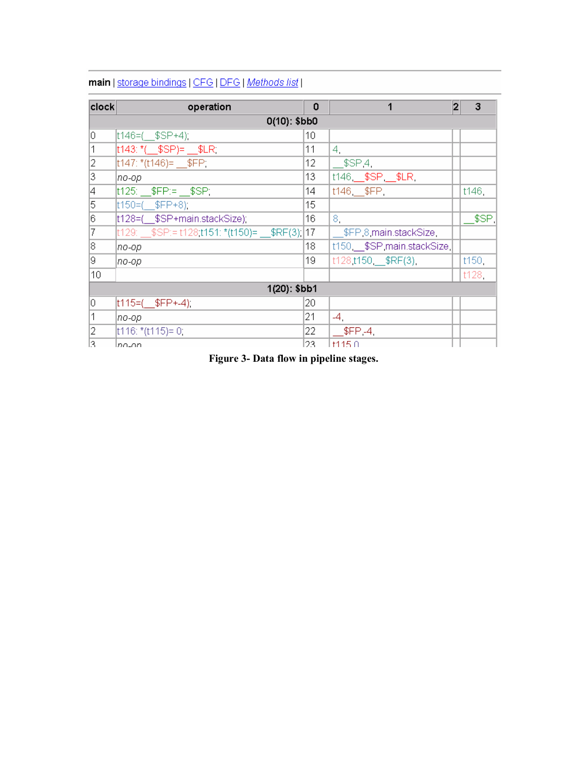**main** | storage bindings | CFG | DFG | *Methods list* |

| clock | operation | 0 | 1 | 2 | 3 |
|---|---|---|---|---|---|
| **0(10): $bb0** | | | | | |
| 0 | t146=(__$SP+4); | 10 | | | |
| 1 | t143: *(__$SP)= __$LR; | 11 | 4, | | |
| 2 | t147: *(t146)= __$FP; | 12 | __$SP,4, | | |
| 3 | *no-op* | 13 | t146,__$SP,__$LR, | | |
| 4 | t125: __$FP:= __$SP; | 14 | t146,__$FP, | | t146, |
| 5 | t150=(__$FP+8); | 15 | | | |
| 6 | t128=(__$SP+main.stackSize); | 16 | 8, | | __$SP, |
| 7 | t129: __$SP:= t128;t151: *(t150)= __$RF(3); | 17 | __$FP,8,main.stackSize, | | |
| 8 | *no-op* | 18 | t150,__$SP,main.stackSize, | | |
| 9 | *no-op* | 19 | t128,t150,__$RF(3), | | t150, |
| 10 | | | | | t128, |
| **1(20): $bb1** | | | | | |
| 0 | t115=(__$FP+-4); | 20 | | | |
| 1 | *no-op* | 21 | -4, | | |
| 2 | t116: *(t115)= 0; | 22 | __$FP,-4, | | |
| 3 | *no-op* | 23 | t115,0, | | |

**Figure 3- Data flow in pipeline stages.**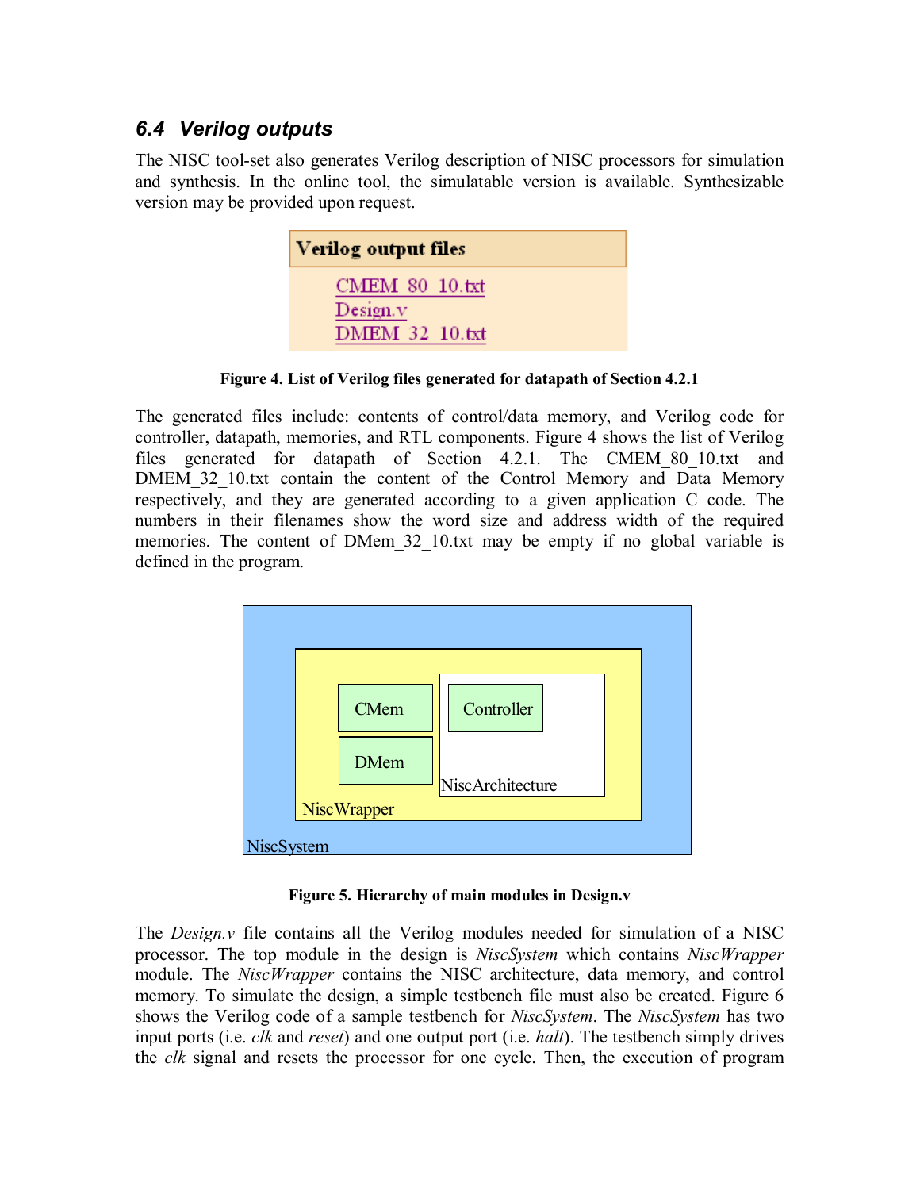## 6.4 Verilog outputs

The NISC tool-set also generates Verilog description of NISC processors for simulation and synthesis. In the online tool, the simulatable version is available. Synthesizable version may be provided upon request.

**Verilog output files**

CMEM_80_10.txt
Design.v
DMEM_32_10.txt

**Figure 4. List of Verilog files generated for datapath of Section 4.2.1**

The generated files include: contents of control/data memory, and Verilog code for controller, datapath, memories, and RTL components. Figure 4 shows the list of Verilog files generated for datapath of Section 4.2.1. The CMEM_80_10.txt and DMEM_32_10.txt contain the content of the Control Memory and Data Memory respectively, and they are generated according to a given application C code. The numbers in their filenames show the word size and address width of the required memories. The content of DMem_32_10.txt may be empty if no global variable is defined in the program.

CMem
DMem
Controller
NiscArchitecture
NiscWrapper
NiscSystem

**Figure 5. Hierarchy of main modules in Design.v**

The *Design.v* file contains all the Verilog modules needed for simulation of a NISC processor. The top module in the design is *NiscSystem* which contains *NiscWrapper* module. The *NiscWrapper* contains the NISC architecture, data memory, and control memory. To simulate the design, a simple testbench file must also be created. Figure 6 shows the Verilog code of a sample testbench for *NiscSystem*. The *NiscSystem* has two input ports (i.e. *clk* and *reset*) and one output port (i.e. *halt*). The testbench simply drives the *clk* signal and resets the processor for one cycle. Then, the execution of program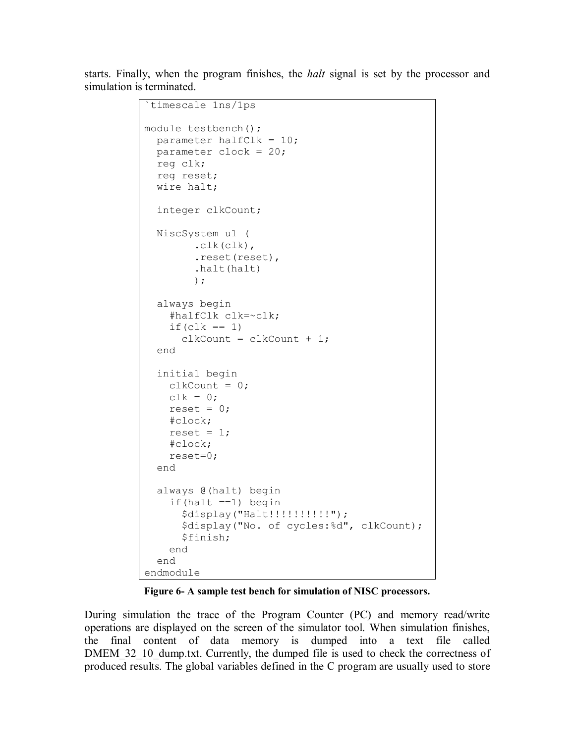starts. Finally, when the program finishes, the *halt* signal is set by the processor and simulation is terminated.

```
`timescale 1ns/1ps

module testbench();
  parameter halfClk = 10;
  parameter clock = 20;
  reg clk;
  reg reset;
  wire halt;

  integer clkCount;

  NiscSystem u1 (
        .clk(clk),
        .reset(reset),
        .halt(halt)
        );

  always begin
    #halfClk clk=~clk;
    if(clk == 1)
      clkCount = clkCount + 1;
  end

  initial begin
    clkCount = 0;
    clk = 0;
    reset = 0;
    #clock;
    reset = 1;
    #clock;
    reset=0;
  end

  always @(halt) begin
    if(halt ==1) begin
      $display("Halt!!!!!!!!!!");
      $display("No. of cycles:%d", clkCount);
      $finish;
    end
  end
endmodule
```

**Figure 6- A sample test bench for simulation of NISC processors.**

During simulation the trace of the Program Counter (PC) and memory read/write operations are displayed on the screen of the simulator tool. When simulation finishes, the final content of data memory is dumped into a text file called DMEM_32_10_dump.txt. Currently, the dumped file is used to check the correctness of produced results. The global variables defined in the C program are usually used to store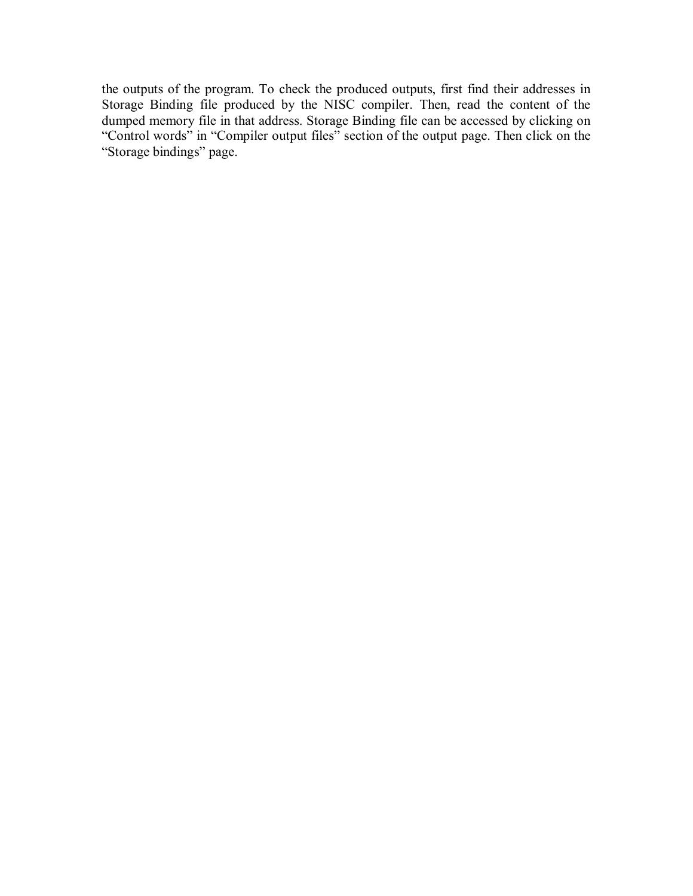the outputs of the program. To check the produced outputs, first find their addresses in Storage Binding file produced by the NISC compiler. Then, read the content of the dumped memory file in that address. Storage Binding file can be accessed by clicking on "Control words" in "Compiler output files" section of the output page. Then click on the "Storage bindings" page.